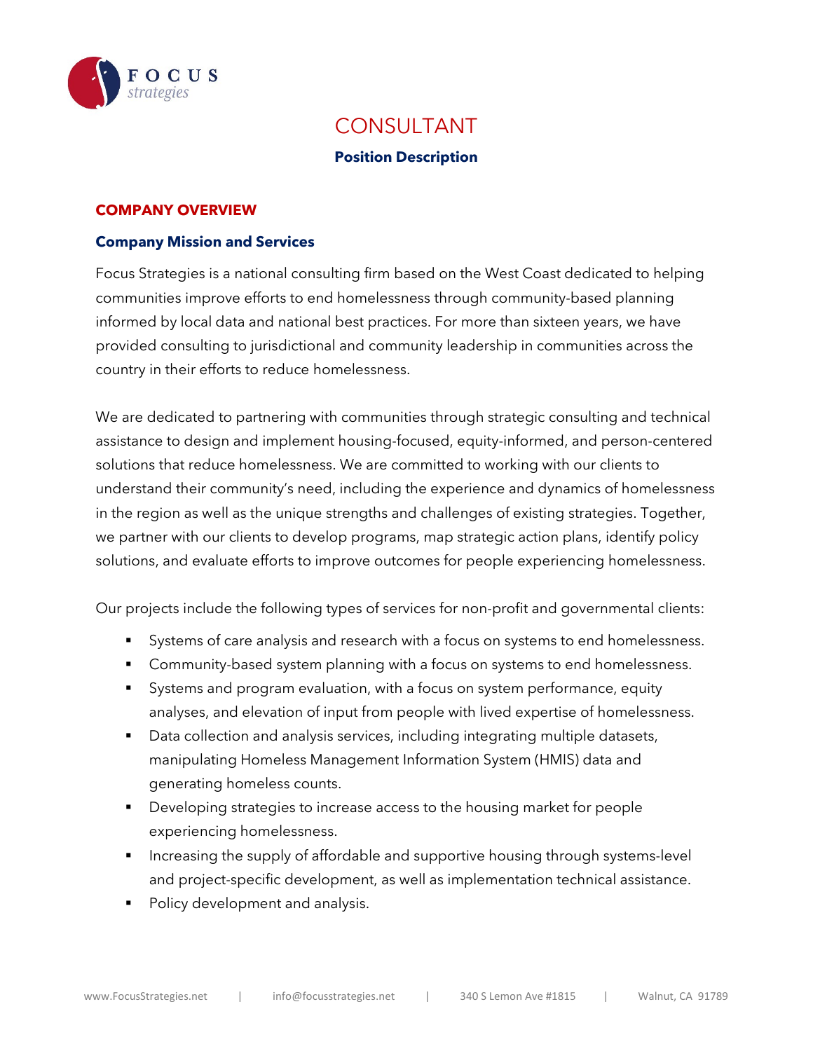FOCUS strategies

# CONSULTANT

**Position Description**

## COMPANY OVERVIEW

### Company Mission and Services

Focus Strategies is a national consulting firm based on the West Coast dedicated to helping communities improve efforts to end homelessness through community-based planning informed by local data and national best practices. For more than sixteen years, we have provided consulting to jurisdictional and community leadership in communities across the country in their efforts to reduce homelessness.

We are dedicated to partnering with communities through strategic consulting and technical assistance to design and implement housing-focused, equity-informed, and person-centered solutions that reduce homelessness. We are committed to working with our clients to understand their community's need, including the experience and dynamics of homelessness in the region as well as the unique strengths and challenges of existing strategies. Together, we partner with our clients to develop programs, map strategic action plans, identify policy solutions, and evaluate efforts to improve outcomes for people experiencing homelessness.

Our projects include the following types of services for non-profit and governmental clients:

- Systems of care analysis and research with a focus on systems to end homelessness.
- Community-based system planning with a focus on systems to end homelessness.
- Systems and program evaluation, with a focus on system performance, equity analyses, and elevation of input from people with lived expertise of homelessness.
- Data collection and analysis services, including integrating multiple datasets, manipulating Homeless Management Information System (HMIS) data and generating homeless counts.
- Developing strategies to increase access to the housing market for people experiencing homelessness.
- Increasing the supply of affordable and supportive housing through systems-level and project-specific development, as well as implementation technical assistance.
- Policy development and analysis.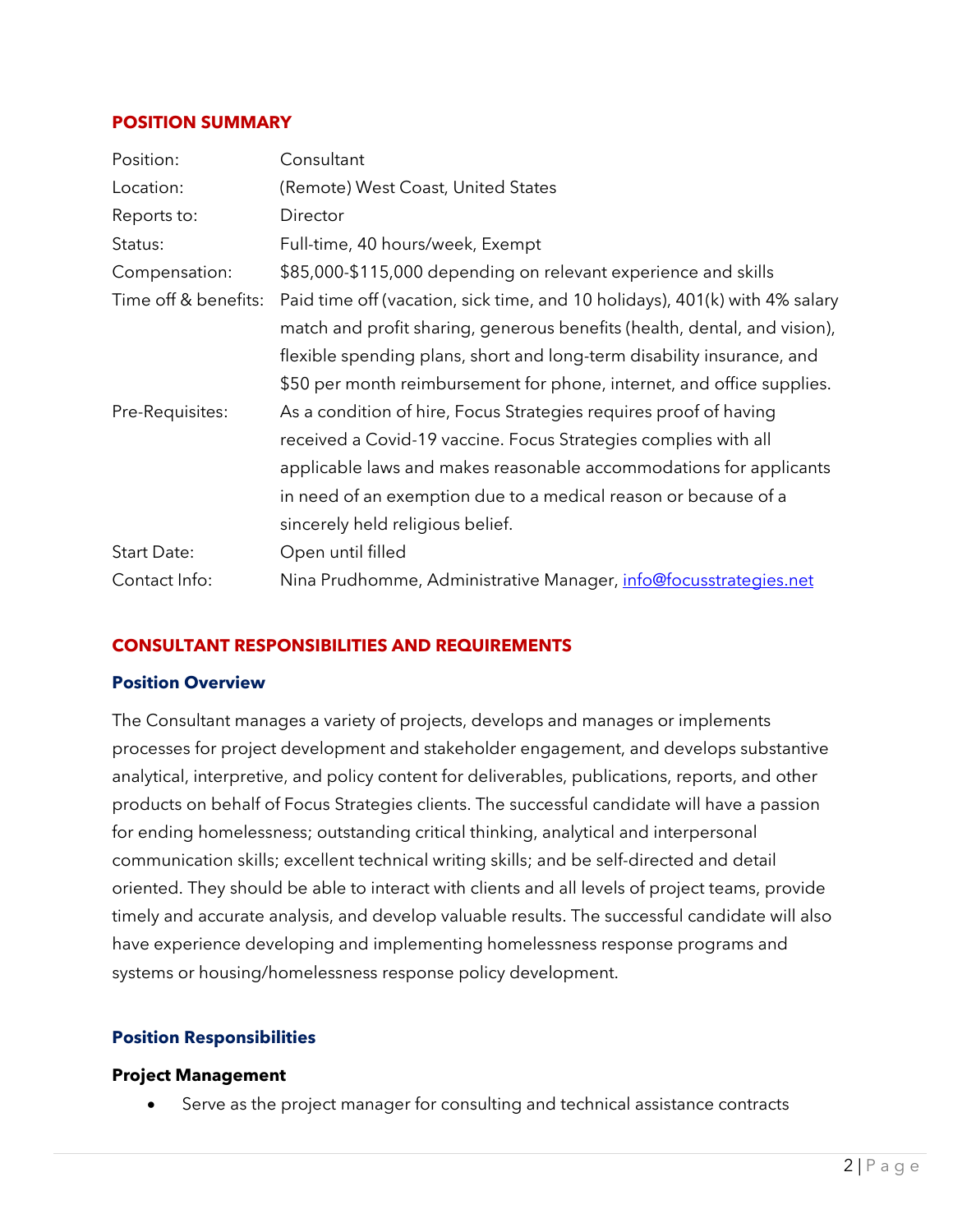## POSITION SUMMARY

| | |
|---|---|
| Position: | Consultant |
| Location: | (Remote) West Coast, United States |
| Reports to: | Director |
| Status: | Full-time, 40 hours/week, Exempt |
| Compensation: | $85,000-$115,000 depending on relevant experience and skills |
| Time off & benefits: | Paid time off (vacation, sick time, and 10 holidays), 401(k) with 4% salary match and profit sharing, generous benefits (health, dental, and vision), flexible spending plans, short and long-term disability insurance, and $50 per month reimbursement for phone, internet, and office supplies. |
| Pre-Requisites: | As a condition of hire, Focus Strategies requires proof of having received a Covid-19 vaccine. Focus Strategies complies with all applicable laws and makes reasonable accommodations for applicants in need of an exemption due to a medical reason or because of a sincerely held religious belief. |
| Start Date: | Open until filled |
| Contact Info: | Nina Prudhomme, Administrative Manager, info@focusstrategies.net |

## CONSULTANT RESPONSIBILITIES AND REQUIREMENTS

### Position Overview

The Consultant manages a variety of projects, develops and manages or implements processes for project development and stakeholder engagement, and develops substantive analytical, interpretive, and policy content for deliverables, publications, reports, and other products on behalf of Focus Strategies clients. The successful candidate will have a passion for ending homelessness; outstanding critical thinking, analytical and interpersonal communication skills; excellent technical writing skills; and be self-directed and detail oriented. They should be able to interact with clients and all levels of project teams, provide timely and accurate analysis, and develop valuable results. The successful candidate will also have experience developing and implementing homelessness response programs and systems or housing/homelessness response policy development.

### Position Responsibilities

#### Project Management

- Serve as the project manager for consulting and technical assistance contracts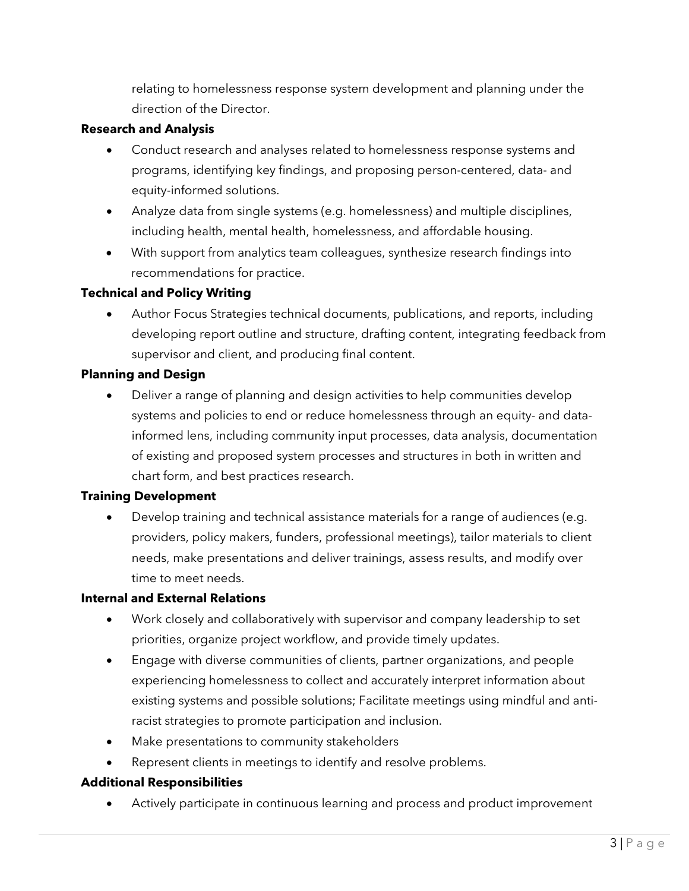relating to homelessness response system development and planning under the direction of the Director.

**Research and Analysis**

- Conduct research and analyses related to homelessness response systems and programs, identifying key findings, and proposing person-centered, data- and equity-informed solutions.
- Analyze data from single systems (e.g. homelessness) and multiple disciplines, including health, mental health, homelessness, and affordable housing.
- With support from analytics team colleagues, synthesize research findings into recommendations for practice.

**Technical and Policy Writing**

- Author Focus Strategies technical documents, publications, and reports, including developing report outline and structure, drafting content, integrating feedback from supervisor and client, and producing final content.

**Planning and Design**

- Deliver a range of planning and design activities to help communities develop systems and policies to end or reduce homelessness through an equity- and data-informed lens, including community input processes, data analysis, documentation of existing and proposed system processes and structures in both in written and chart form, and best practices research.

**Training Development**

- Develop training and technical assistance materials for a range of audiences (e.g. providers, policy makers, funders, professional meetings), tailor materials to client needs, make presentations and deliver trainings, assess results, and modify over time to meet needs.

**Internal and External Relations**

- Work closely and collaboratively with supervisor and company leadership to set priorities, organize project workflow, and provide timely updates.
- Engage with diverse communities of clients, partner organizations, and people experiencing homelessness to collect and accurately interpret information about existing systems and possible solutions; Facilitate meetings using mindful and anti-racist strategies to promote participation and inclusion.
- Make presentations to community stakeholders
- Represent clients in meetings to identify and resolve problems.

**Additional Responsibilities**

- Actively participate in continuous learning and process and product improvement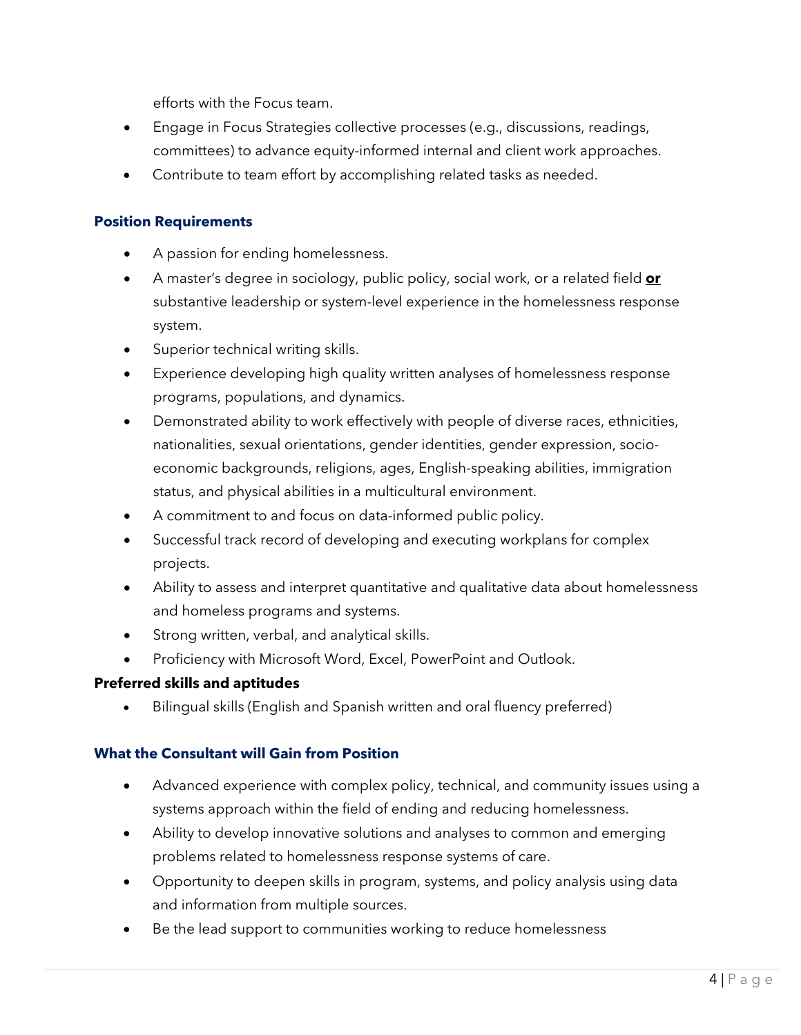efforts with the Focus team.

- Engage in Focus Strategies collective processes (e.g., discussions, readings, committees) to advance equity-informed internal and client work approaches.
- Contribute to team effort by accomplishing related tasks as needed.

### Position Requirements

- A passion for ending homelessness.
- A master's degree in sociology, public policy, social work, or a related field **or** substantive leadership or system-level experience in the homelessness response system.
- Superior technical writing skills.
- Experience developing high quality written analyses of homelessness response programs, populations, and dynamics.
- Demonstrated ability to work effectively with people of diverse races, ethnicities, nationalities, sexual orientations, gender identities, gender expression, socio-economic backgrounds, religions, ages, English-speaking abilities, immigration status, and physical abilities in a multicultural environment.
- A commitment to and focus on data-informed public policy.
- Successful track record of developing and executing workplans for complex projects.
- Ability to assess and interpret quantitative and qualitative data about homelessness and homeless programs and systems.
- Strong written, verbal, and analytical skills.
- Proficiency with Microsoft Word, Excel, PowerPoint and Outlook.

**Preferred skills and aptitudes**

- Bilingual skills (English and Spanish written and oral fluency preferred)

### What the Consultant will Gain from Position

- Advanced experience with complex policy, technical, and community issues using a systems approach within the field of ending and reducing homelessness.
- Ability to develop innovative solutions and analyses to common and emerging problems related to homelessness response systems of care.
- Opportunity to deepen skills in program, systems, and policy analysis using data and information from multiple sources.
- Be the lead support to communities working to reduce homelessness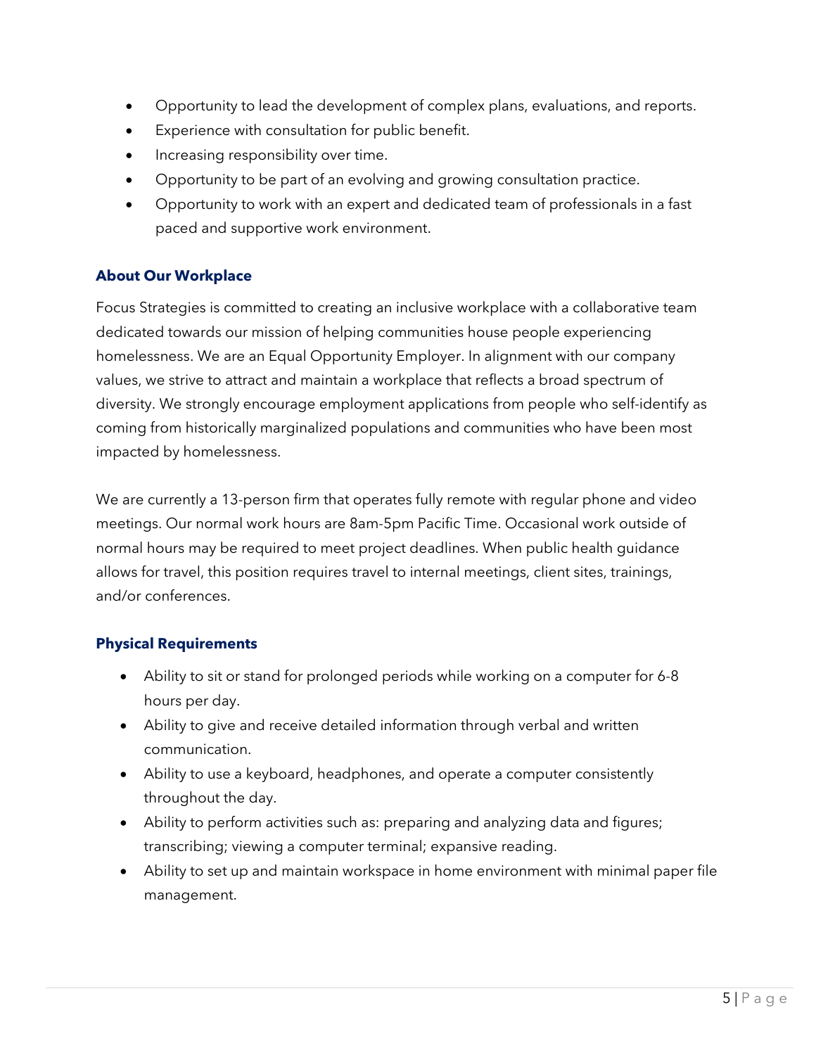- Opportunity to lead the development of complex plans, evaluations, and reports.
- Experience with consultation for public benefit.
- Increasing responsibility over time.
- Opportunity to be part of an evolving and growing consultation practice.
- Opportunity to work with an expert and dedicated team of professionals in a fast paced and supportive work environment.

### About Our Workplace

Focus Strategies is committed to creating an inclusive workplace with a collaborative team dedicated towards our mission of helping communities house people experiencing homelessness. We are an Equal Opportunity Employer. In alignment with our company values, we strive to attract and maintain a workplace that reflects a broad spectrum of diversity. We strongly encourage employment applications from people who self-identify as coming from historically marginalized populations and communities who have been most impacted by homelessness.

We are currently a 13-person firm that operates fully remote with regular phone and video meetings. Our normal work hours are 8am-5pm Pacific Time. Occasional work outside of normal hours may be required to meet project deadlines. When public health guidance allows for travel, this position requires travel to internal meetings, client sites, trainings, and/or conferences.

### Physical Requirements

- Ability to sit or stand for prolonged periods while working on a computer for 6-8 hours per day.
- Ability to give and receive detailed information through verbal and written communication.
- Ability to use a keyboard, headphones, and operate a computer consistently throughout the day.
- Ability to perform activities such as: preparing and analyzing data and figures; transcribing; viewing a computer terminal; expansive reading.
- Ability to set up and maintain workspace in home environment with minimal paper file management.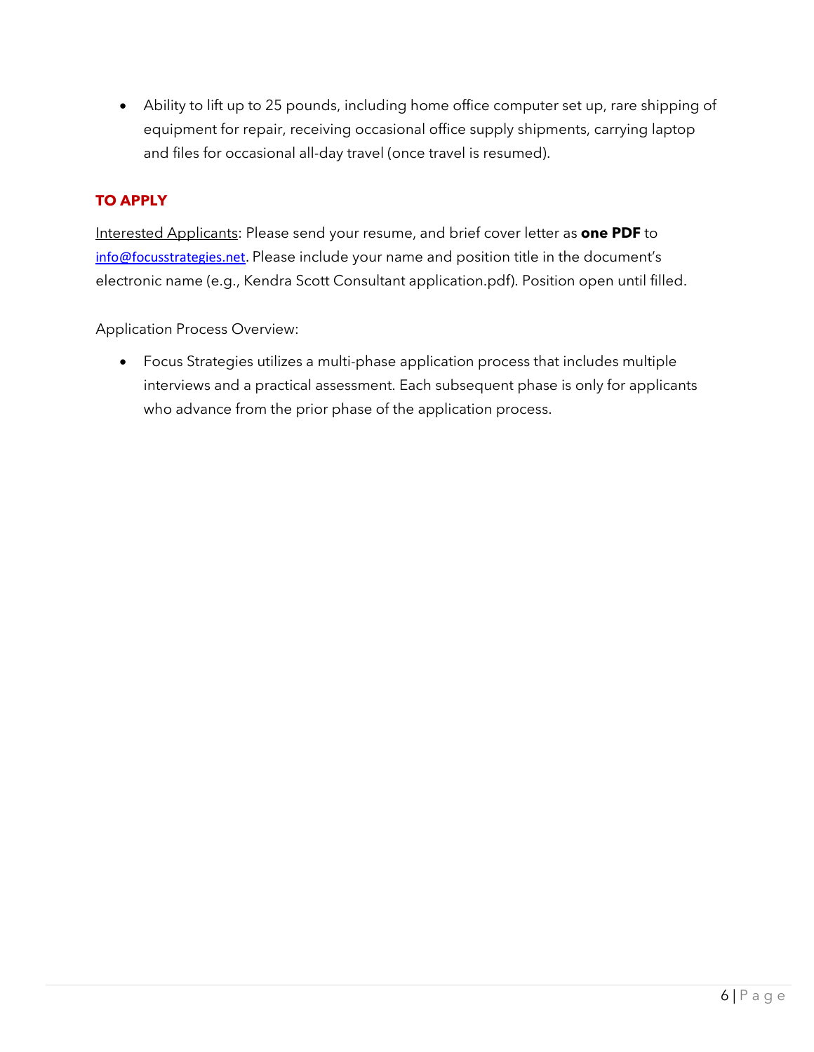- Ability to lift up to 25 pounds, including home office computer set up, rare shipping of equipment for repair, receiving occasional office supply shipments, carrying laptop and files for occasional all-day travel (once travel is resumed).

## TO APPLY

Interested Applicants: Please send your resume, and brief cover letter as **one PDF** to info@focusstrategies.net. Please include your name and position title in the document's electronic name (e.g., Kendra Scott Consultant application.pdf). Position open until filled.

Application Process Overview:

- Focus Strategies utilizes a multi-phase application process that includes multiple interviews and a practical assessment. Each subsequent phase is only for applicants who advance from the prior phase of the application process.